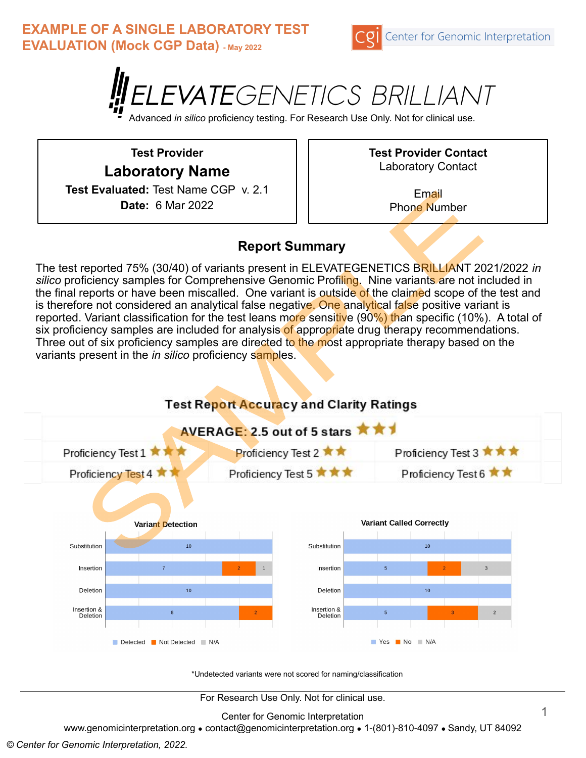# EXAMPLE OF A SINGLE LABORATORY TEST EVALUATION (Mock CGP Data) - May 2022

Center for Genomic Interpretation

# ELEVATEGENETICS BRILLIANT

Advanced *in silico* proficiency testing. For Research Use Only. Not for clinical use.

| **Test Provider** | **Test Provider Contact** |
|---|---|
| **Laboratory Name** | Laboratory Contact |
| **Test Evaluated:** Test Name CGP v. 2.1 | Email |
| **Date:** 6 Mar 2022 | Phone Number |

## Report Summary

The test reported 75% (30/40) of variants present in ELEVATEGENETICS BRILLIANT 2021/2022 *in silico* proficiency samples for Comprehensive Genomic Profiling. Nine variants are not included in the final reports or have been miscalled. One variant is outside of the claimed scope of the test and is therefore not considered an analytical false negative. One analytical false positive variant is reported. Variant classification for the test leans more sensitive (90%) than specific (10%). A total of six proficiency samples are included for analysis of appropriate drug therapy recommendations. Three out of six proficiency samples are directed to the most appropriate therapy based on the variants present in the *in silico* proficiency samples.

### Test Report Accuracy and Clarity Ratings

**AVERAGE: 2.5 out of 5 stars**

| | | |
|---|---|---|
| Proficiency Test 1 ★★★ | Proficiency Test 2 ★★ | Proficiency Test 3 ★★★ |
| Proficiency Test 4 ★★ | Proficiency Test 5 ★★★ | Proficiency Test 6 ★★ |

**Variant Detection**

| | Detected | Not Detected | N/A |
|---|---|---|---|
| Substitution | 10 | | |
| Insertion | 7 | 2 | 1 |
| Deletion | 10 | | |
| Insertion & Deletion | 8 | 2 | |

**Variant Called Correctly**

| | Yes | No | N/A |
|---|---|---|---|
| Substitution | 10 | | |
| Insertion | 5 | 2 | 3 |
| Deletion | 10 | | |
| Insertion & Deletion | 5 | 3 | 2 |

*Undetected variants were not scored for naming/classification

For Research Use Only. Not for clinical use.

Center for Genomic Interpretation
www.genomicinterpretation.org • contact@genomicinterpretation.org • 1-(801)-810-4097 • Sandy, UT 84092

© *Center for Genomic Interpretation, 2022.*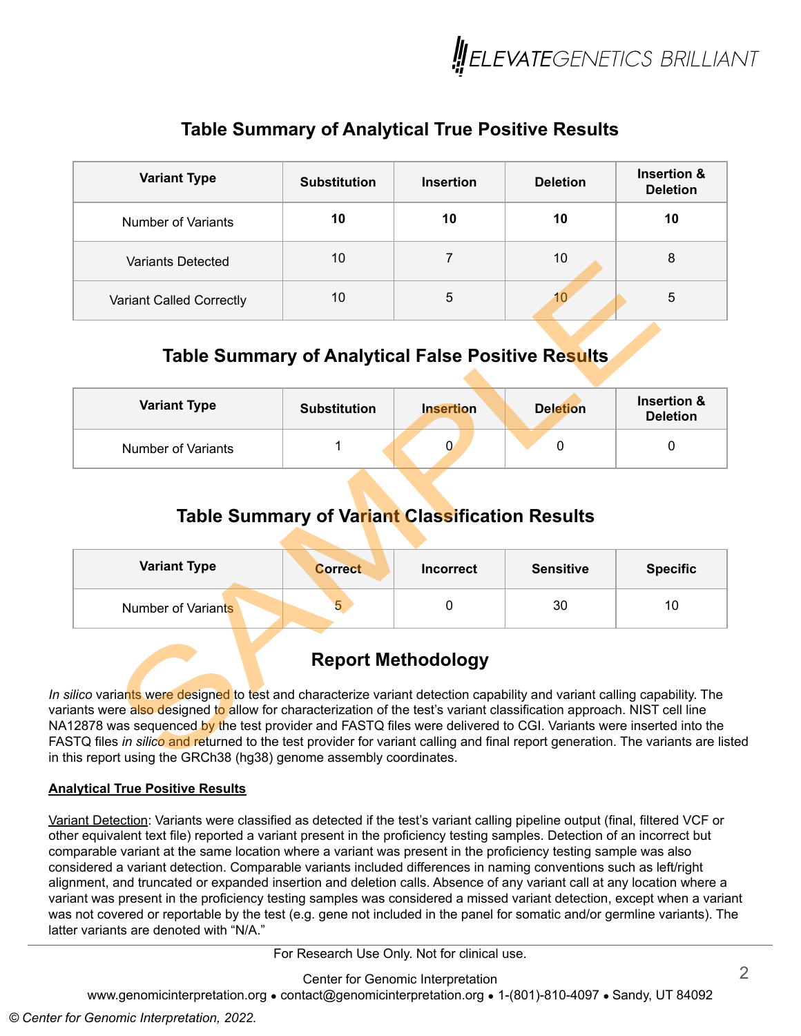## Table Summary of Analytical True Positive Results

| Variant Type | Substitution | Insertion | Deletion | Insertion & Deletion |
|---|---|---|---|---|
| Number of Variants | **10** | **10** | **10** | **10** |
| Variants Detected | 10 | 7 | 10 | 8 |
| Variant Called Correctly | 10 | 5 | 10 | 5 |

## Table Summary of Analytical False Positive Results

| Variant Type | Substitution | Insertion | Deletion | Insertion & Deletion |
|---|---|---|---|---|
| Number of Variants | 1 | 0 | 0 | 0 |

## Table Summary of Variant Classification Results

| Variant Type | Correct | Incorrect | Sensitive | Specific |
|---|---|---|---|---|
| Number of Variants | 5 | 0 | 30 | 10 |

## Report Methodology

*In silico* variants were designed to test and characterize variant detection capability and variant calling capability. The variants were also designed to allow for characterization of the test's variant classification approach. NIST cell line NA12878 was sequenced by the test provider and FASTQ files were delivered to CGI. Variants were inserted into the FASTQ files *in silico* and returned to the test provider for variant calling and final report generation. The variants are listed in this report using the GRCh38 (hg38) genome assembly coordinates.

**Analytical True Positive Results**

Variant Detection: Variants were classified as detected if the test's variant calling pipeline output (final, filtered VCF or other equivalent text file) reported a variant present in the proficiency testing samples. Detection of an incorrect but comparable variant at the same location where a variant was present in the proficiency testing sample was also considered a variant detection. Comparable variants included differences in naming conventions such as left/right alignment, and truncated or expanded insertion and deletion calls. Absence of any variant call at any location where a variant was present in the proficiency testing samples was considered a missed variant detection, except when a variant was not covered or reportable by the test (e.g. gene not included in the panel for somatic and/or germline variants). The latter variants are denoted with "N/A."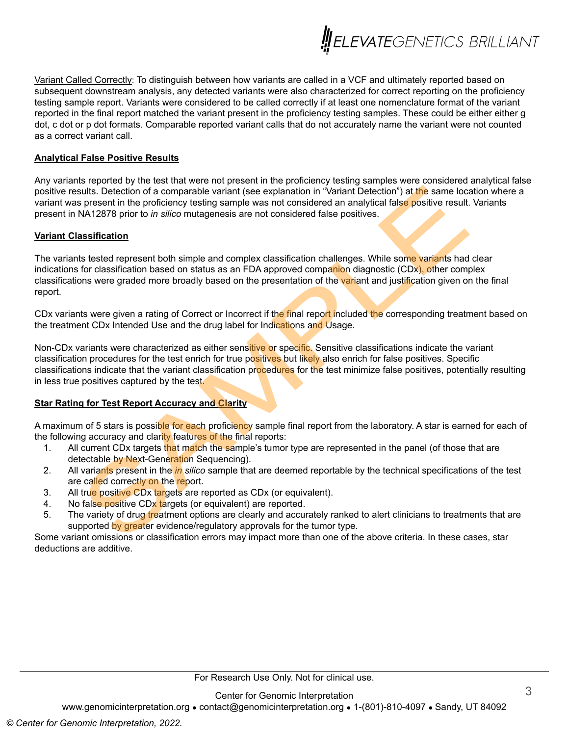<u>Variant Called Correctly</u>: To distinguish between how variants are called in a VCF and ultimately reported based on subsequent downstream analysis, any detected variants were also characterized for correct reporting on the proficiency testing sample report. Variants were considered to be called correctly if at least one nomenclature format of the variant reported in the final report matched the variant present in the proficiency testing samples. These could be either either g dot, c dot or p dot formats. Comparable reported variant calls that do not accurately name the variant were not counted as a correct variant call.

## Analytical False Positive Results

Any variants reported by the test that were not present in the proficiency testing samples were considered analytical false positive results. Detection of a comparable variant (see explanation in "Variant Detection") at the same location where a variant was present in the proficiency testing sample was not considered an analytical false positive result. Variants present in NA12878 prior to *in silico* mutagenesis are not considered false positives.

## Variant Classification

The variants tested represent both simple and complex classification challenges. While some variants had clear indications for classification based on status as an FDA approved companion diagnostic (CDx), other complex classifications were graded more broadly based on the presentation of the variant and justification given on the final report.

CDx variants were given a rating of Correct or Incorrect if the final report included the corresponding treatment based on the treatment CDx Intended Use and the drug label for Indications and Usage.

Non-CDx variants were characterized as either sensitive or specific. Sensitive classifications indicate the variant classification procedures for the test enrich for true positives but likely also enrich for false positives. Specific classifications indicate that the variant classification procedures for the test minimize false positives, potentially resulting in less true positives captured by the test.

## Star Rating for Test Report Accuracy and Clarity

A maximum of 5 stars is possible for each proficiency sample final report from the laboratory. A star is earned for each of the following accuracy and clarity features of the final reports:

1. All current CDx targets that match the sample's tumor type are represented in the panel (of those that are detectable by Next-Generation Sequencing).
2. All variants present in the *in silico* sample that are deemed reportable by the technical specifications of the test are called correctly on the report.
3. All true positive CDx targets are reported as CDx (or equivalent).
4. No false positive CDx targets (or equivalent) are reported.
5. The variety of drug treatment options are clearly and accurately ranked to alert clinicians to treatments that are supported by greater evidence/regulatory approvals for the tumor type.

Some variant omissions or classification errors may impact more than one of the above criteria. In these cases, star deductions are additive.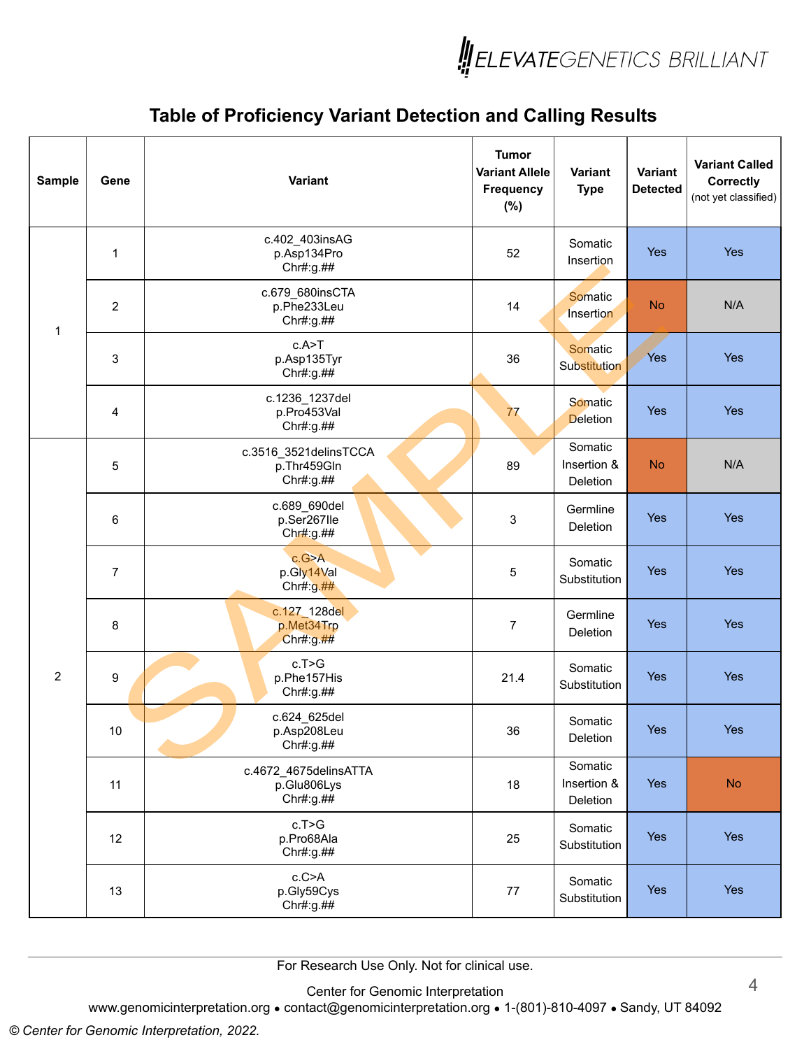## Table of Proficiency Variant Detection and Calling Results

| Sample | Gene | Variant | Tumor Variant Allele Frequency (%) | Variant Type | Variant Detected | Variant Called Correctly (not yet classified) |
|---|---|---|---|---|---|---|
| 1 | 1 | c.402_403insAG p.Asp134Pro Chr#:g.## | 52 | Somatic Insertion | Yes | Yes |
| | 2 | c.679_680insCTA p.Phe233Leu Chr#:g.## | 14 | Somatic Insertion | No | N/A |
| | 3 | c.A>T p.Asp135Tyr Chr#:g.## | 36 | Somatic Substitution | Yes | Yes |
| | 4 | c.1236_1237del p.Pro453Val Chr#:g.## | 77 | Somatic Deletion | Yes | Yes |
| 2 | 5 | c.3516_3521delinsTCCA p.Thr459Gln Chr#:g.## | 89 | Somatic Insertion & Deletion | No | N/A |
| | 6 | c.689_690del p.Ser267Ile Chr#:g.## | 3 | Germline Deletion | Yes | Yes |
| | 7 | c.G>A p.Gly14Val Chr#:g.## | 5 | Somatic Substitution | Yes | Yes |
| | 8 | c.127_128del p.Met34Trp Chr#:g.## | 7 | Germline Deletion | Yes | Yes |
| | 9 | c.T>G p.Phe157His Chr#:g.## | 21.4 | Somatic Substitution | Yes | Yes |
| | 10 | c.624_625del p.Asp208Leu Chr#:g.## | 36 | Somatic Deletion | Yes | Yes |
| | 11 | c.4672_4675delinsATTA p.Glu806Lys Chr#:g.## | 18 | Somatic Insertion & Deletion | Yes | No |
| | 12 | c.T>G p.Pro68Ala Chr#:g.## | 25 | Somatic Substitution | Yes | Yes |
| | 13 | c.C>A p.Gly59Cys Chr#:g.## | 77 | Somatic Substitution | Yes | Yes |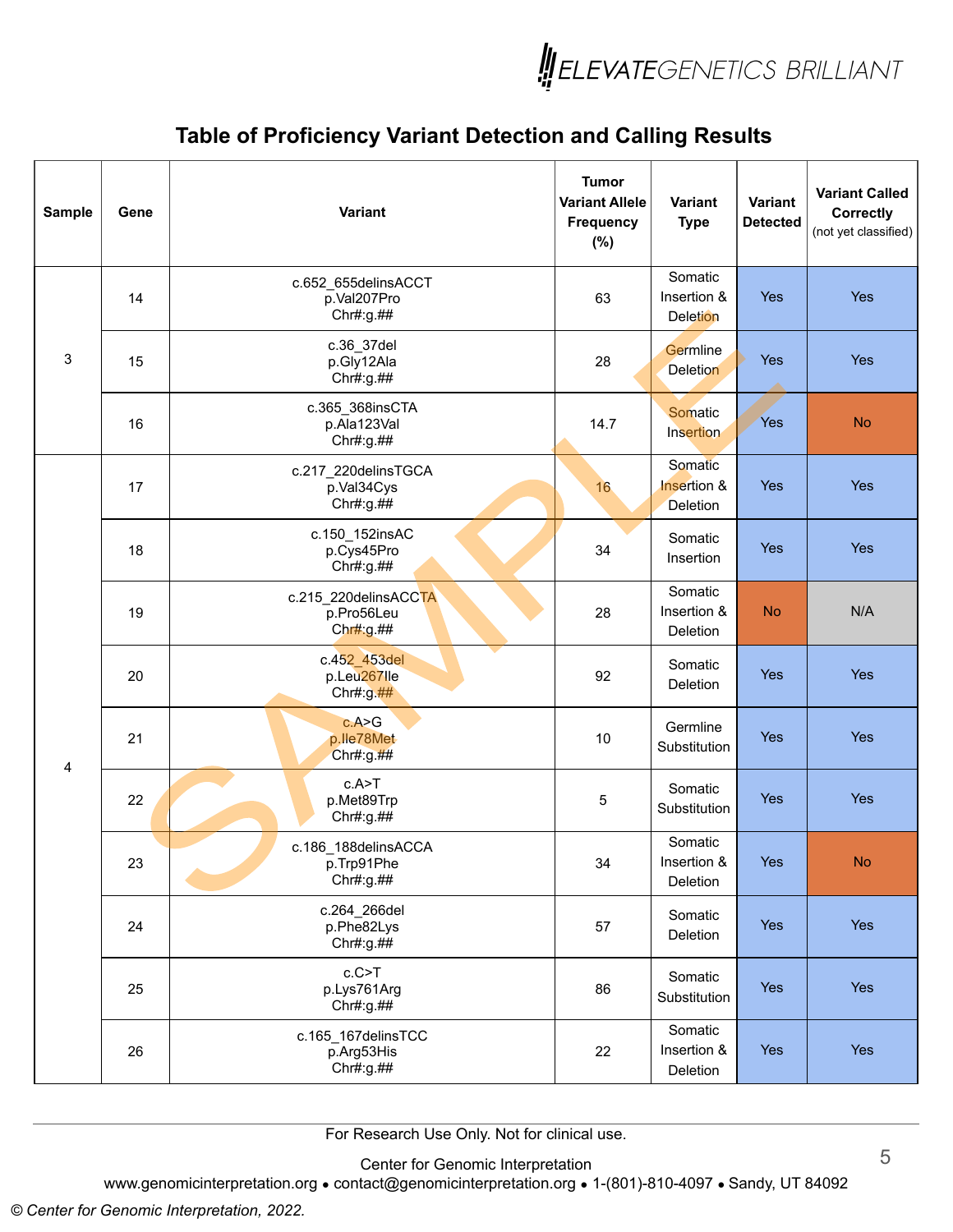## Table of Proficiency Variant Detection and Calling Results

| Sample | Gene | Variant | Tumor Variant Allele Frequency (%) | Variant Type | Variant Detected | Variant Called Correctly (not yet classified) |
|---|---|---|---|---|---|---|
| 3 | 14 | c.652_655delinsACCT p.Val207Pro Chr#:g.## | 63 | Somatic Insertion & Deletion | Yes | Yes |
| | 15 | c.36_37del p.Gly12Ala Chr#:g.## | 28 | Germline Deletion | Yes | Yes |
| | 16 | c.365_368insCTA p.Ala123Val Chr#:g.## | 14.7 | Somatic Insertion | Yes | No |
| 4 | 17 | c.217_220delinsTGCA p.Val34Cys Chr#:g.## | 16 | Somatic Insertion & Deletion | Yes | Yes |
| | 18 | c.150_152insAC p.Cys45Pro Chr#:g.## | 34 | Somatic Insertion | Yes | Yes |
| | 19 | c.215_220delinsACCTA p.Pro56Leu Chr#:g.## | 28 | Somatic Insertion & Deletion | No | N/A |
| | 20 | c.452_453del p.Leu267Ile Chr#:g.## | 92 | Somatic Deletion | Yes | Yes |
| | 21 | c.A>G p.Ile78Met Chr#:g.## | 10 | Germline Substitution | Yes | Yes |
| | 22 | c.A>T p.Met89Trp Chr#:g.## | 5 | Somatic Substitution | Yes | Yes |
| | 23 | c.186_188delinsACCA p.Trp91Phe Chr#:g.## | 34 | Somatic Insertion & Deletion | Yes | No |
| | 24 | c.264_266del p.Phe82Lys Chr#:g.## | 57 | Somatic Deletion | Yes | Yes |
| | 25 | c.C>T p.Lys761Arg Chr#:g.## | 86 | Somatic Substitution | Yes | Yes |
| | 26 | c.165_167delinsTCC p.Arg53His Chr#:g.## | 22 | Somatic Insertion & Deletion | Yes | Yes |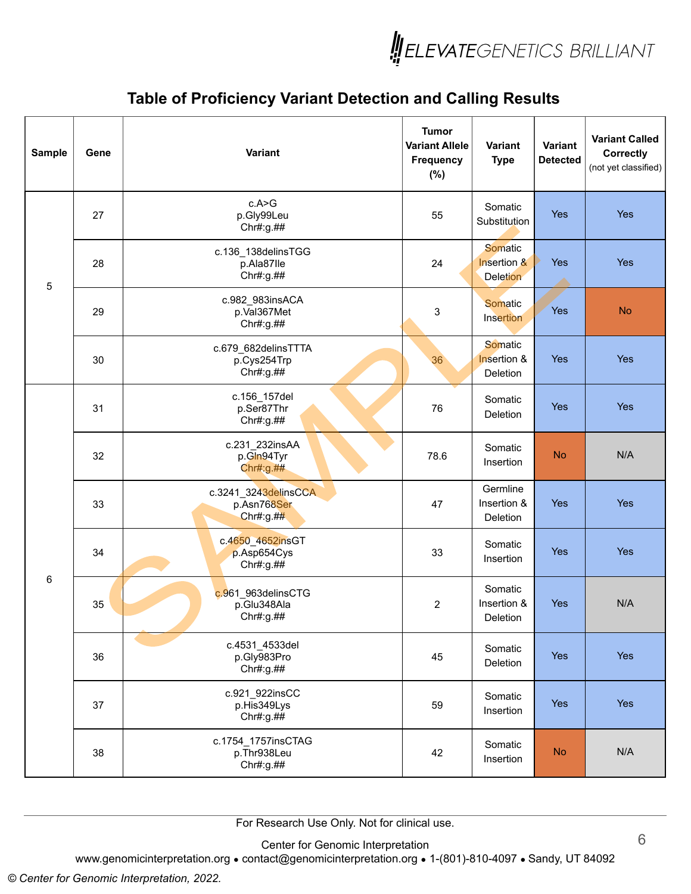## Table of Proficiency Variant Detection and Calling Results

| Sample | Gene | Variant | Tumor Variant Allele Frequency (%) | Variant Type | Variant Detected | Variant Called Correctly (not yet classified) |
|---|---|---|---|---|---|---|
| 5 | 27 | c.A>G p.Gly99Leu Chr#:g.## | 55 | Somatic Substitution | Yes | Yes |
| | 28 | c.136_138delinsTGG p.Ala87Ile Chr#:g.## | 24 | Somatic Insertion & Deletion | Yes | Yes |
| | 29 | c.982_983insACA p.Val367Met Chr#:g.## | 3 | Somatic Insertion | Yes | No |
| | 30 | c.679_682delinsTTTA p.Cys254Trp Chr#:g.## | 36 | Somatic Insertion & Deletion | Yes | Yes |
| 6 | 31 | c.156_157del p.Ser87Thr Chr#:g.## | 76 | Somatic Deletion | Yes | Yes |
| | 32 | c.231_232insAA p.Gln94Tyr Chr#:g.## | 78.6 | Somatic Insertion | No | N/A |
| | 33 | c.3241_3243delinsCCA p.Asn768Ser Chr#:g.## | 47 | Germline Insertion & Deletion | Yes | Yes |
| | 34 | c.4650_4652insGT p.Asp654Cys Chr#:g.## | 33 | Somatic Insertion | Yes | Yes |
| | 35 | c.961_963delinsCTG p.Glu348Ala Chr#:g.## | 2 | Somatic Insertion & Deletion | Yes | N/A |
| | 36 | c.4531_4533del p.Gly983Pro Chr#:g.## | 45 | Somatic Deletion | Yes | Yes |
| | 37 | c.921_922insCC p.His349Lys Chr#:g.## | 59 | Somatic Insertion | Yes | Yes |
| | 38 | c.1754_1757insCTAG p.Thr938Leu Chr#:g.## | 42 | Somatic Insertion | No | N/A |

For Research Use Only. Not for clinical use.

Center for Genomic Interpretation
www.genomicinterpretation.org • contact@genomicinterpretation.org • 1-(801)-810-4097 • Sandy, UT 84092

*© Center for Genomic Interpretation, 2022.*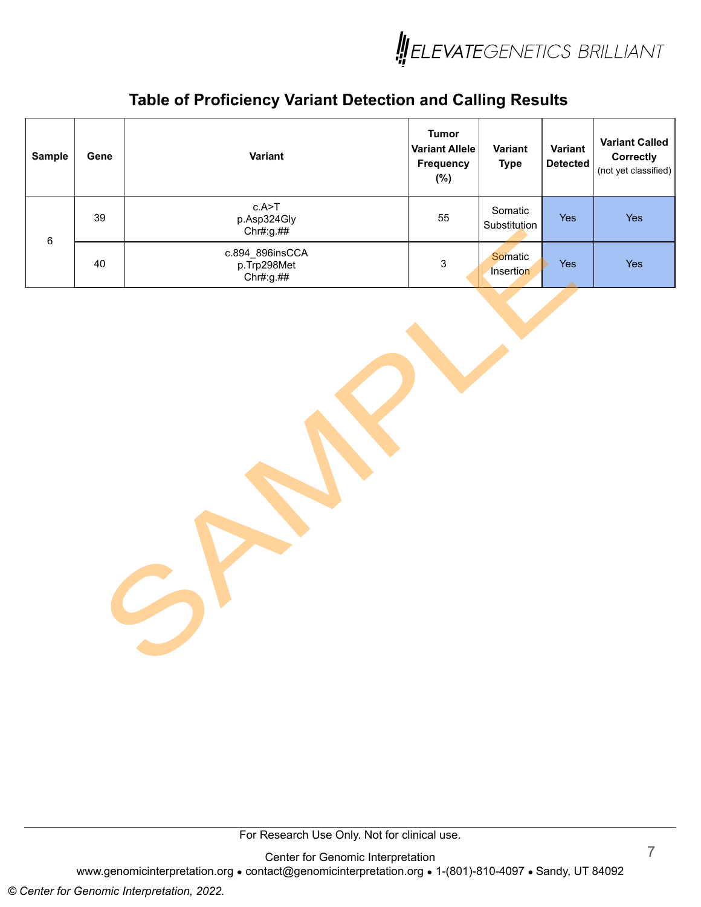# Table of Proficiency Variant Detection and Calling Results

| Sample | Gene | Variant | Tumor Variant Allele Frequency (%) | Variant Type | Variant Detected | Variant Called Correctly (not yet classified) |
|---|---|---|---|---|---|---|
| 6 | 39 | c.A>T p.Asp324Gly Chr#:g.## | 55 | Somatic Substitution | Yes | Yes |
| | 40 | c.894_896insCCA p.Trp298Met Chr#:g.## | 3 | Somatic Insertion | Yes | Yes |

For Research Use Only. Not for clinical use.

Center for Genomic Interpretation
www.genomicinterpretation.org • contact@genomicinterpretation.org • 1-(801)-810-4097 • Sandy, UT 84092

*© Center for Genomic Interpretation, 2022.*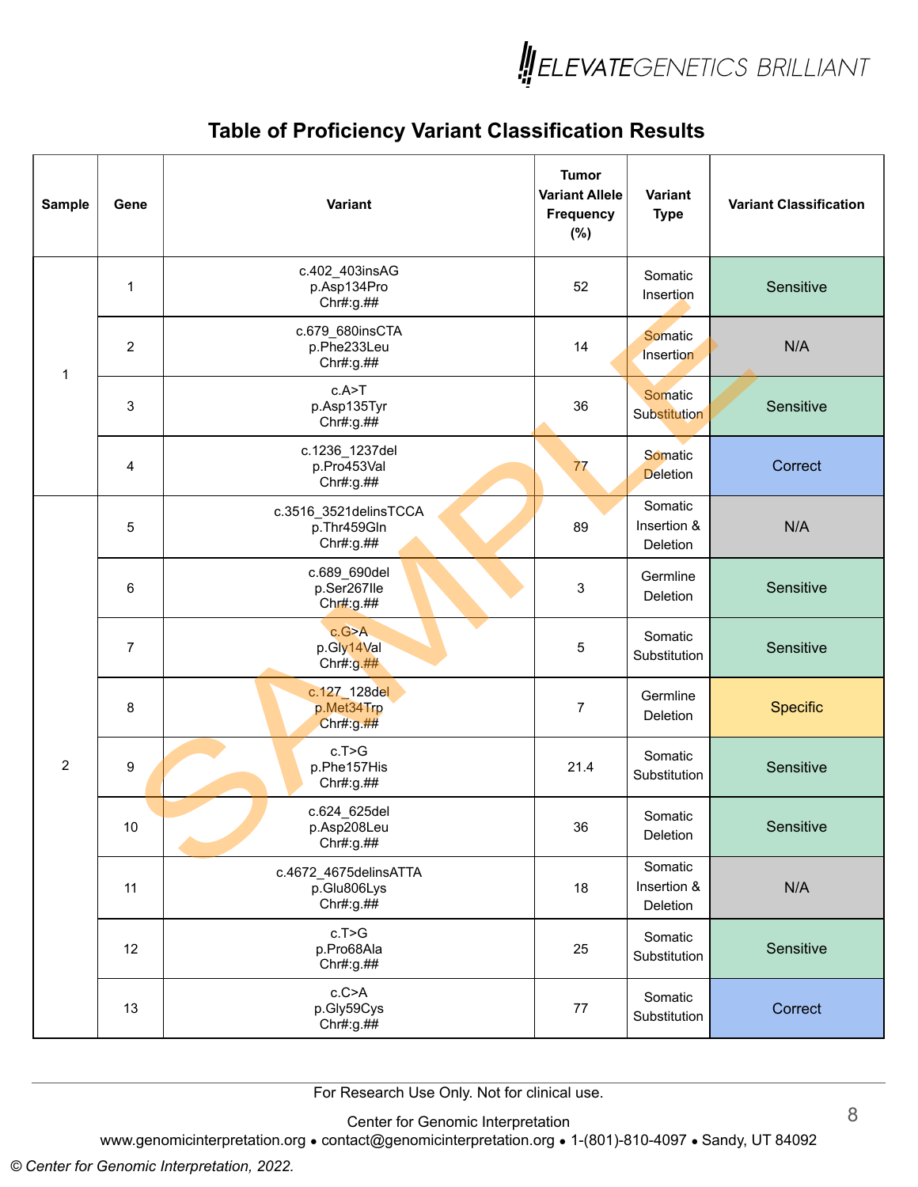ELEVATEGENETICS BRILLIANT

## Table of Proficiency Variant Classification Results

| Sample | Gene | Variant | Tumor Variant Allele Frequency (%) | Variant Type | Variant Classification |
|---|---|---|---|---|---|
| 1 | 1 | c.402_403insAG p.Asp134Pro Chr#:g.## | 52 | Somatic Insertion | Sensitive |
| | 2 | c.679_680insCTA p.Phe233Leu Chr#:g.## | 14 | Somatic Insertion | N/A |
| | 3 | c.A>T p.Asp135Tyr Chr#:g.## | 36 | Somatic Substitution | Sensitive |
| | 4 | c.1236_1237del p.Pro453Val Chr#:g.## | 77 | Somatic Deletion | Correct |
| 2 | 5 | c.3516_3521delinsTCCA p.Thr459Gln Chr#:g.## | 89 | Somatic Insertion & Deletion | N/A |
| | 6 | c.689_690del p.Ser267Ile Chr#:g.## | 3 | Germline Deletion | Sensitive |
| | 7 | c.G>A p.Gly14Val Chr#:g.## | 5 | Somatic Substitution | Sensitive |
| | 8 | c.127_128del p.Met34Trp Chr#:g.## | 7 | Germline Deletion | Specific |
| | 9 | c.T>G p.Phe157His Chr#:g.## | 21.4 | Somatic Substitution | Sensitive |
| | 10 | c.624_625del p.Asp208Leu Chr#:g.## | 36 | Somatic Deletion | Sensitive |
| | 11 | c.4672_4675delinsATTA p.Glu806Lys Chr#:g.## | 18 | Somatic Insertion & Deletion | N/A |
| | 12 | c.T>G p.Pro68Ala Chr#:g.## | 25 | Somatic Substitution | Sensitive |
| | 13 | c.C>A p.Gly59Cys Chr#:g.## | 77 | Somatic Substitution | Correct |

SAMPLE

For Research Use Only. Not for clinical use.

Center for Genomic Interpretation
www.genomicinterpretation.org • contact@genomicinterpretation.org • 1-(801)-810-4097 • Sandy, UT 84092

*© Center for Genomic Interpretation, 2022.*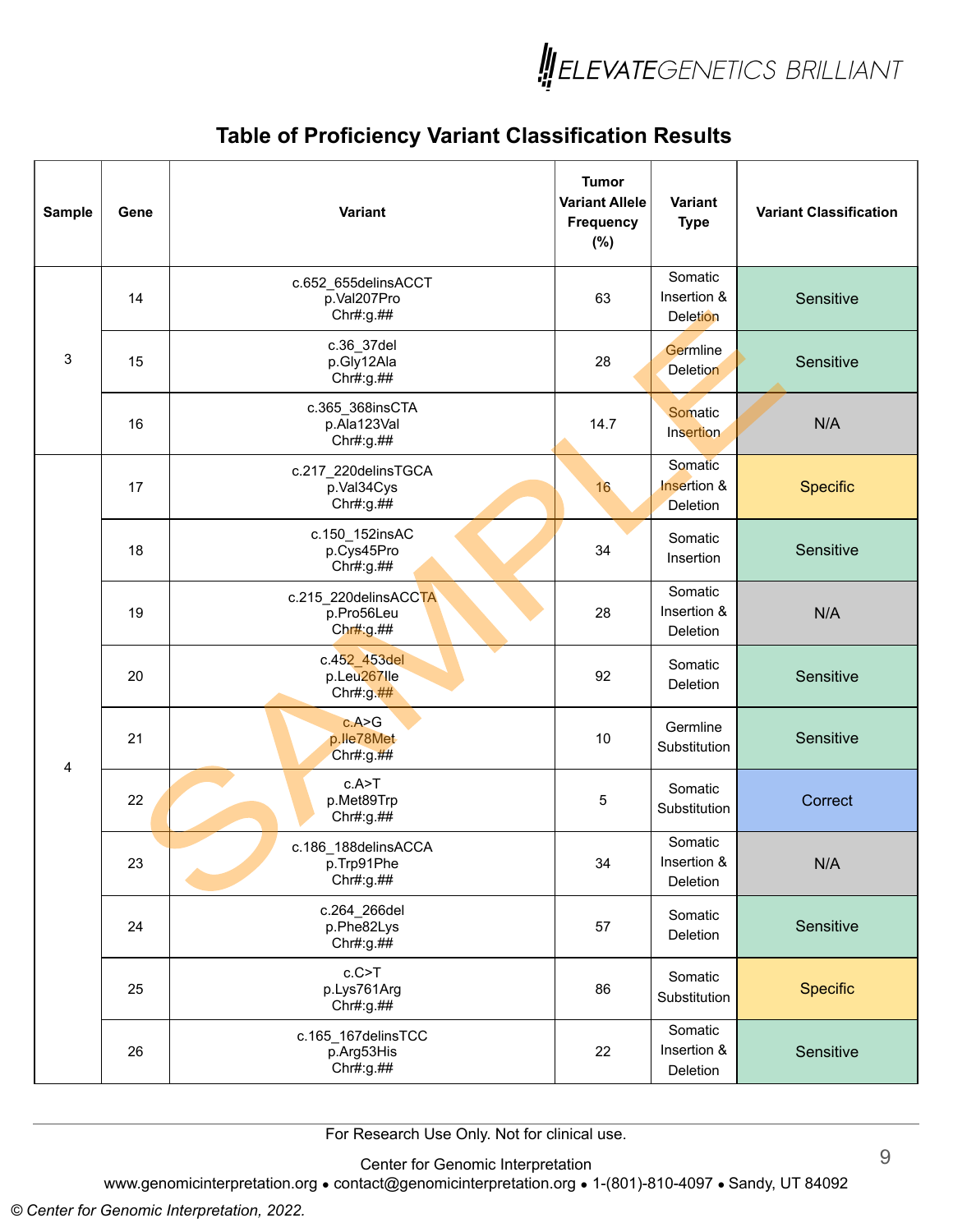## Table of Proficiency Variant Classification Results

| Sample | Gene | Variant | Tumor Variant Allele Frequency (%) | Variant Type | Variant Classification |
|---|---|---|---|---|---|
| 3 | 14 | c.652_655delinsACCT p.Val207Pro Chr#:g.## | 63 | Somatic Insertion & Deletion | Sensitive |
| | 15 | c.36_37del p.Gly12Ala Chr#:g.## | 28 | Germline Deletion | Sensitive |
| | 16 | c.365_368insCTA p.Ala123Val Chr#:g.## | 14.7 | Somatic Insertion | N/A |
| 4 | 17 | c.217_220delinsTGCA p.Val34Cys Chr#:g.## | 16 | Somatic Insertion & Deletion | Specific |
| | 18 | c.150_152insAC p.Cys45Pro Chr#:g.## | 34 | Somatic Insertion | Sensitive |
| | 19 | c.215_220delinsACCTA p.Pro56Leu Chr#:g.## | 28 | Somatic Insertion & Deletion | N/A |
| | 20 | c.452_453del p.Leu267Ile Chr#:g.## | 92 | Somatic Deletion | Sensitive |
| | 21 | c.A>G p.Ile78Met Chr#:g.## | 10 | Germline Substitution | Sensitive |
| | 22 | c.A>T p.Met89Trp Chr#:g.## | 5 | Somatic Substitution | Correct |
| | 23 | c.186_188delinsACCA p.Trp91Phe Chr#:g.## | 34 | Somatic Insertion & Deletion | N/A |
| | 24 | c.264_266del p.Phe82Lys Chr#:g.## | 57 | Somatic Deletion | Sensitive |
| | 25 | c.C>T p.Lys761Arg Chr#:g.## | 86 | Somatic Substitution | Specific |
| | 26 | c.165_167delinsTCC p.Arg53His Chr#:g.## | 22 | Somatic Insertion & Deletion | Sensitive |

For Research Use Only. Not for clinical use.

Center for Genomic Interpretation
www.genomicinterpretation.org • contact@genomicinterpretation.org • 1-(801)-810-4097 • Sandy, UT 84092

*© Center for Genomic Interpretation, 2022.*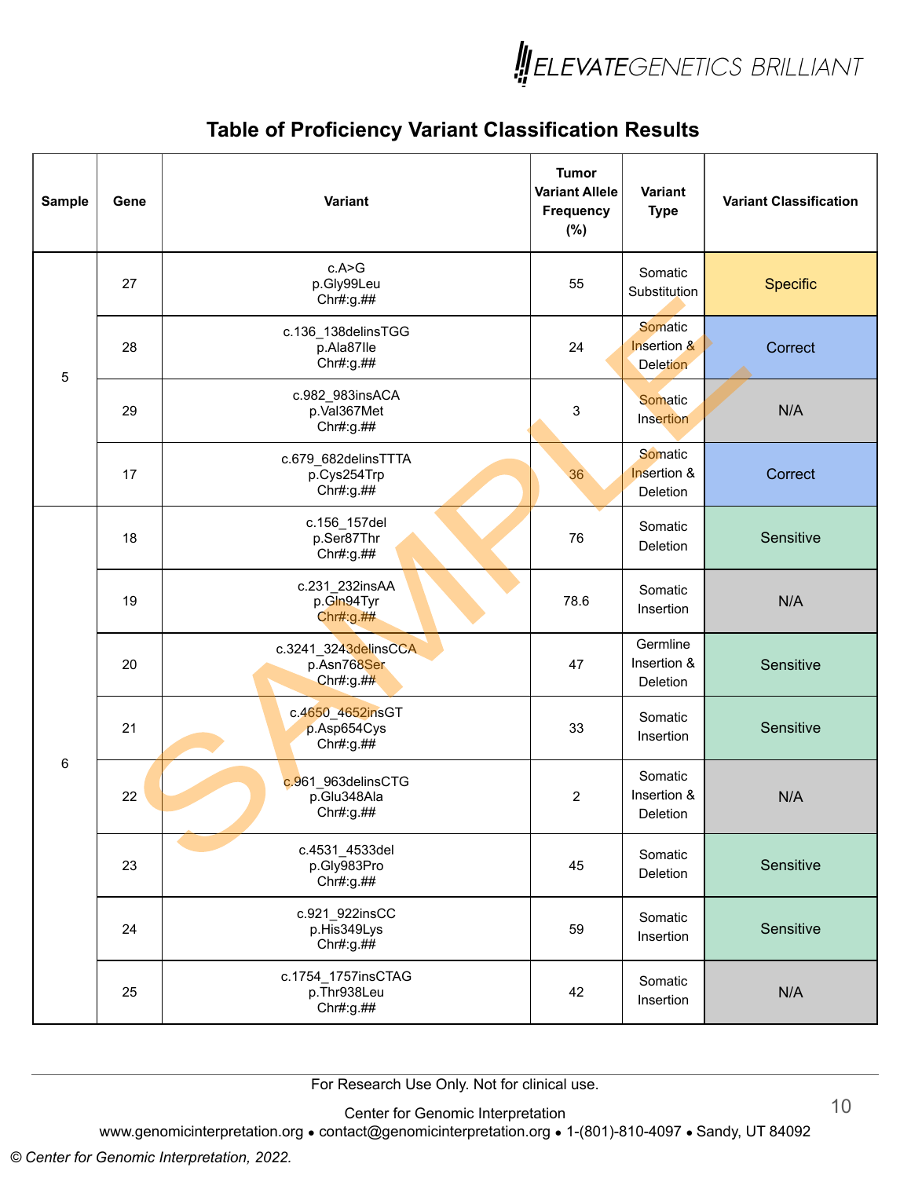## Table of Proficiency Variant Classification Results

| Sample | Gene | Variant | Tumor Variant Allele Frequency (%) | Variant Type | Variant Classification |
|---|---|---|---|---|---|
| 5 | 27 | c.A>G p.Gly99Leu Chr#:g.## | 55 | Somatic Substitution | Specific |
| | 28 | c.136_138delinsTGG p.Ala87Ile Chr#:g.## | 24 | Somatic Insertion & Deletion | Correct |
| | 29 | c.982_983insACA p.Val367Met Chr#:g.## | 3 | Somatic Insertion | N/A |
| | 17 | c.679_682delinsTTTA p.Cys254Trp Chr#:g.## | 36 | Somatic Insertion & Deletion | Correct |
| 6 | 18 | c.156_157del p.Ser87Thr Chr#:g.## | 76 | Somatic Deletion | Sensitive |
| | 19 | c.231_232insAA p.Gln94Tyr Chr#:g.## | 78.6 | Somatic Insertion | N/A |
| | 20 | c.3241_3243delinsCCA p.Asn768Ser Chr#:g.## | 47 | Germline Insertion & Deletion | Sensitive |
| | 21 | c.4650_4652insGT p.Asp654Cys Chr#:g.## | 33 | Somatic Insertion | Sensitive |
| | 22 | c.961_963delinsCTG p.Glu348Ala Chr#:g.## | 2 | Somatic Insertion & Deletion | N/A |
| | 23 | c.4531_4533del p.Gly983Pro Chr#:g.## | 45 | Somatic Deletion | Sensitive |
| | 24 | c.921_922insCC p.His349Lys Chr#:g.## | 59 | Somatic Insertion | Sensitive |
| | 25 | c.1754_1757insCTAG p.Thr938Leu Chr#:g.## | 42 | Somatic Insertion | N/A |

For Research Use Only. Not for clinical use.

Center for Genomic Interpretation
www.genomicinterpretation.org • contact@genomicinterpretation.org • 1-(801)-810-4097 • Sandy, UT 84092

*© Center for Genomic Interpretation, 2022.*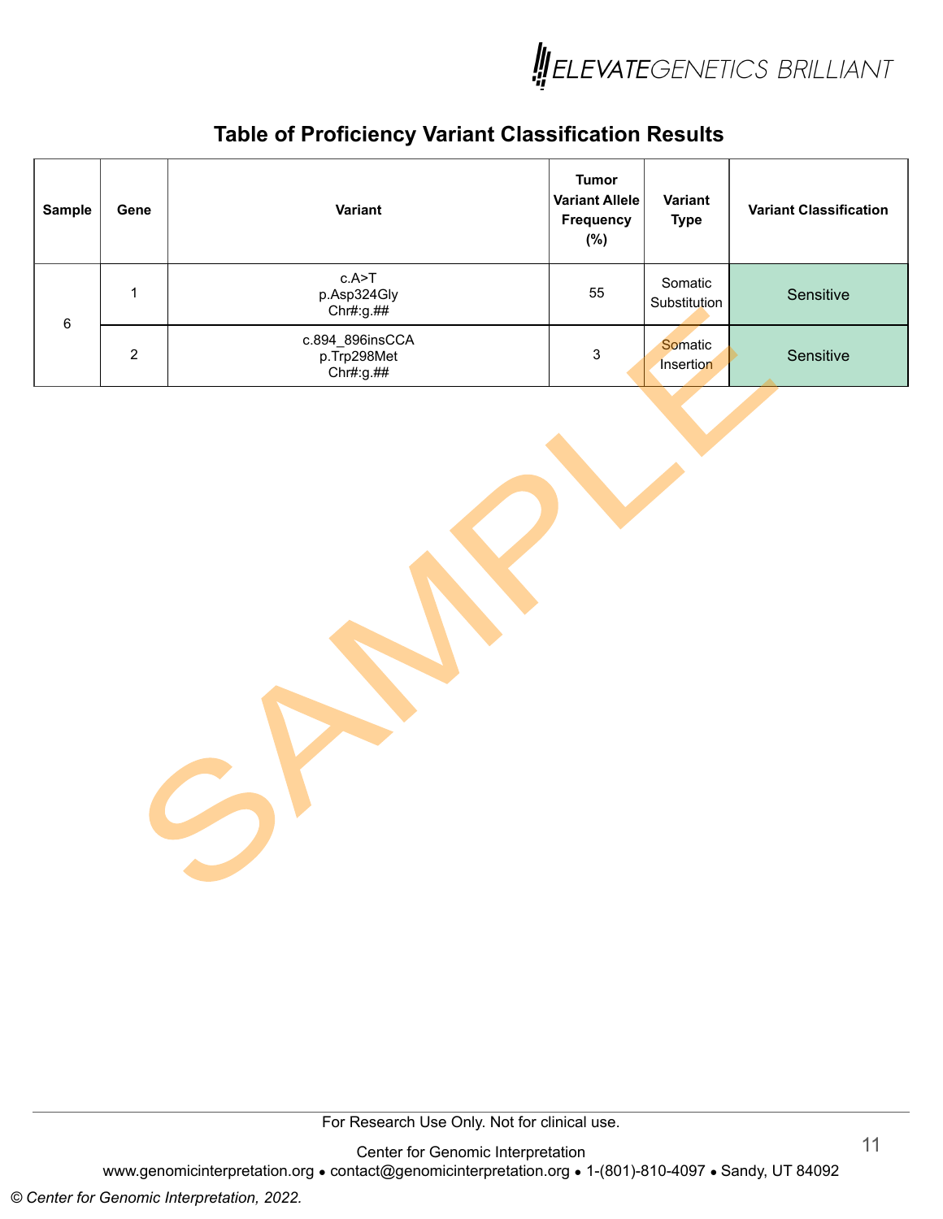## Table of Proficiency Variant Classification Results

| Sample | Gene | Variant | Tumor Variant Allele Frequency (%) | Variant Type | Variant Classification |
|---|---|---|---|---|---|
| 6 | 1 | c.A>T<br>p.Asp324Gly<br>Chr#:g.## | 55 | Somatic Substitution | Sensitive |
| | 2 | c.894_896insCCA<br>p.Trp298Met<br>Chr#:g.## | 3 | Somatic Insertion | Sensitive |

For Research Use Only. Not for clinical use.

Center for Genomic Interpretation
www.genomicinterpretation.org • contact@genomicinterpretation.org • 1-(801)-810-4097 • Sandy, UT 84092

*© Center for Genomic Interpretation, 2022.*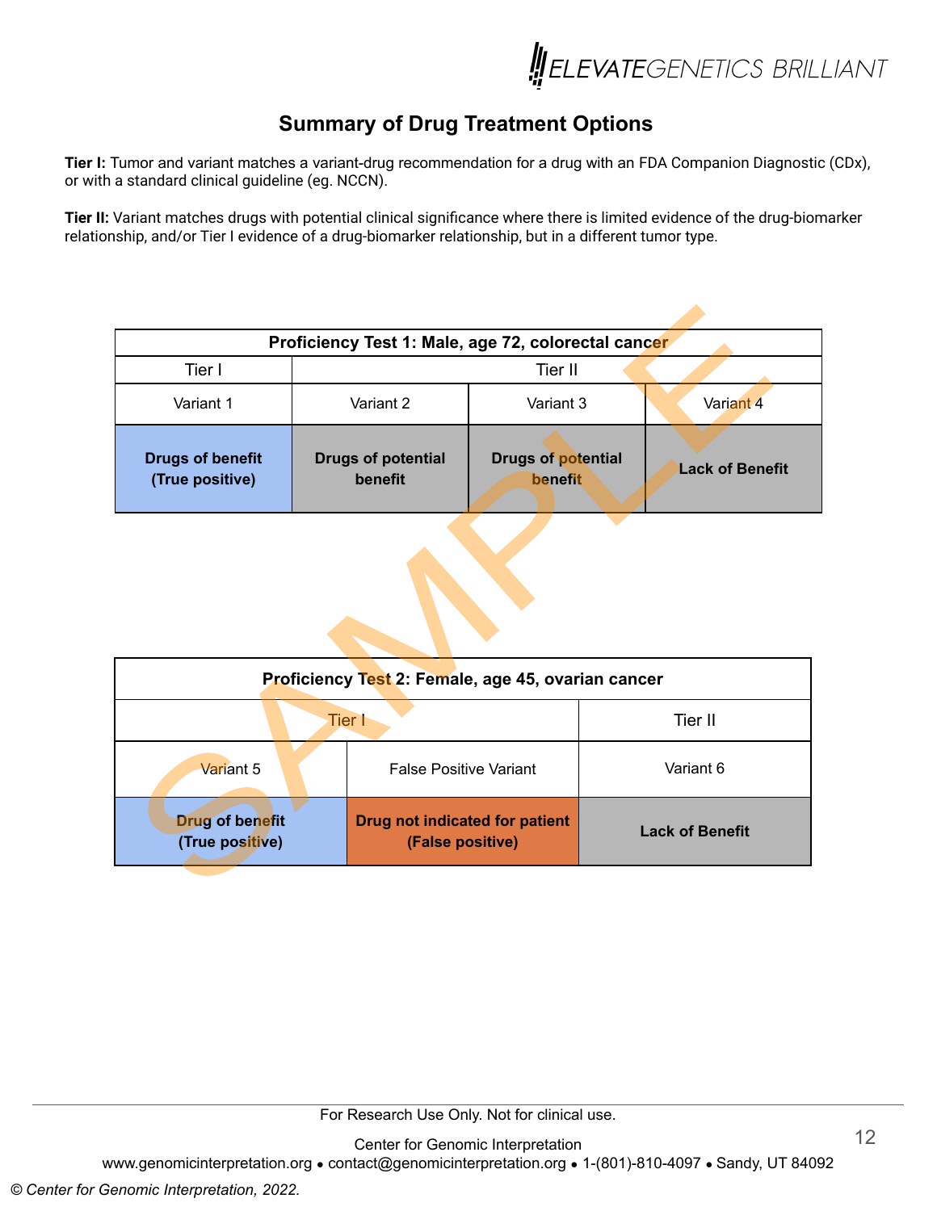## Summary of Drug Treatment Options

**Tier I:** Tumor and variant matches a variant-drug recommendation for a drug with an FDA Companion Diagnostic (CDx), or with a standard clinical guideline (eg. NCCN).

**Tier II:** Variant matches drugs with potential clinical significance where there is limited evidence of the drug-biomarker relationship, and/or Tier I evidence of a drug-biomarker relationship, but in a different tumor type.

| **Proficiency Test 1: Male, age 72, colorectal cancer** | | | |
|---|---|---|---|
| Tier I | Tier II | | |
| Variant 1 | Variant 2 | Variant 3 | Variant 4 |
| **Drugs of benefit (True positive)** | **Drugs of potential benefit** | **Drugs of potential benefit** | **Lack of Benefit** |

| **Proficiency Test 2: Female, age 45, ovarian cancer** | | |
|---|---|---|
| Tier I | | Tier II |
| Variant 5 | False Positive Variant | Variant 6 |
| **Drug of benefit (True positive)** | **Drug not indicated for patient (False positive)** | **Lack of Benefit** |

For Research Use Only. Not for clinical use.

Center for Genomic Interpretation
www.genomicinterpretation.org • contact@genomicinterpretation.org • 1-(801)-810-4097 • Sandy, UT 84092

*© Center for Genomic Interpretation, 2022.*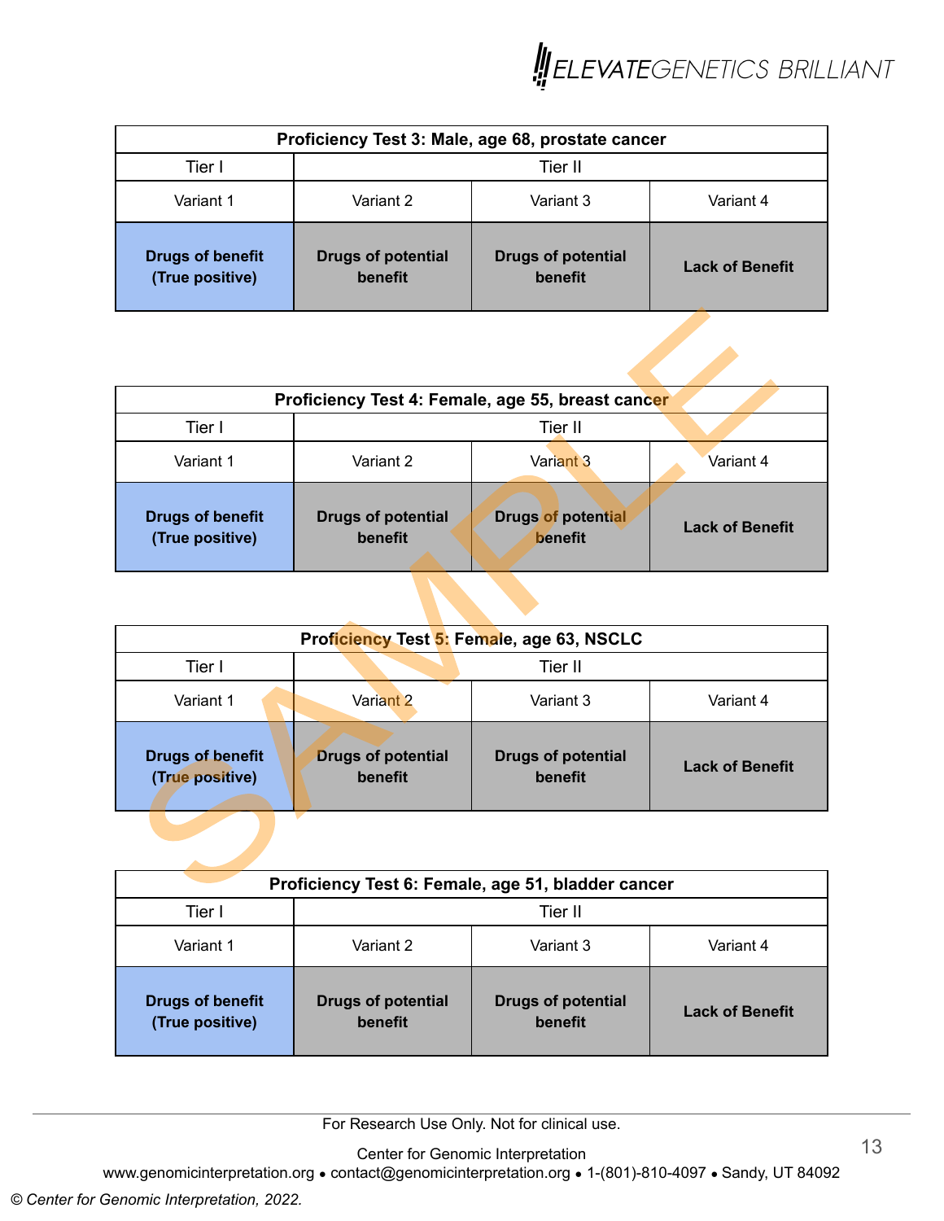| Proficiency Test 3: Male, age 68, prostate cancer | | | |
|---|---|---|---|
| Tier I | Tier II | | |
| Variant 1 | Variant 2 | Variant 3 | Variant 4 |
| **Drugs of benefit (True positive)** | **Drugs of potential benefit** | **Drugs of potential benefit** | **Lack of Benefit** |

| Proficiency Test 4: Female, age 55, breast cancer | | | |
|---|---|---|---|
| Tier I | Tier II | | |
| Variant 1 | Variant 2 | Variant 3 | Variant 4 |
| **Drugs of benefit (True positive)** | **Drugs of potential benefit** | **Drugs of potential benefit** | **Lack of Benefit** |

| Proficiency Test 5: Female, age 63, NSCLC | | | |
|---|---|---|---|
| Tier I | Tier II | | |
| Variant 1 | Variant 2 | Variant 3 | Variant 4 |
| **Drugs of benefit (True positive)** | **Drugs of potential benefit** | **Drugs of potential benefit** | **Lack of Benefit** |

| Proficiency Test 6: Female, age 51, bladder cancer | | | |
|---|---|---|---|
| Tier I | Tier II | | |
| Variant 1 | Variant 2 | Variant 3 | Variant 4 |
| **Drugs of benefit (True positive)** | **Drugs of potential benefit** | **Drugs of potential benefit** | **Lack of Benefit** |

For Research Use Only. Not for clinical use.

Center for Genomic Interpretation
www.genomicinterpretation.org • contact@genomicinterpretation.org • 1-(801)-810-4097 • Sandy, UT 84092

*© Center for Genomic Interpretation, 2022.*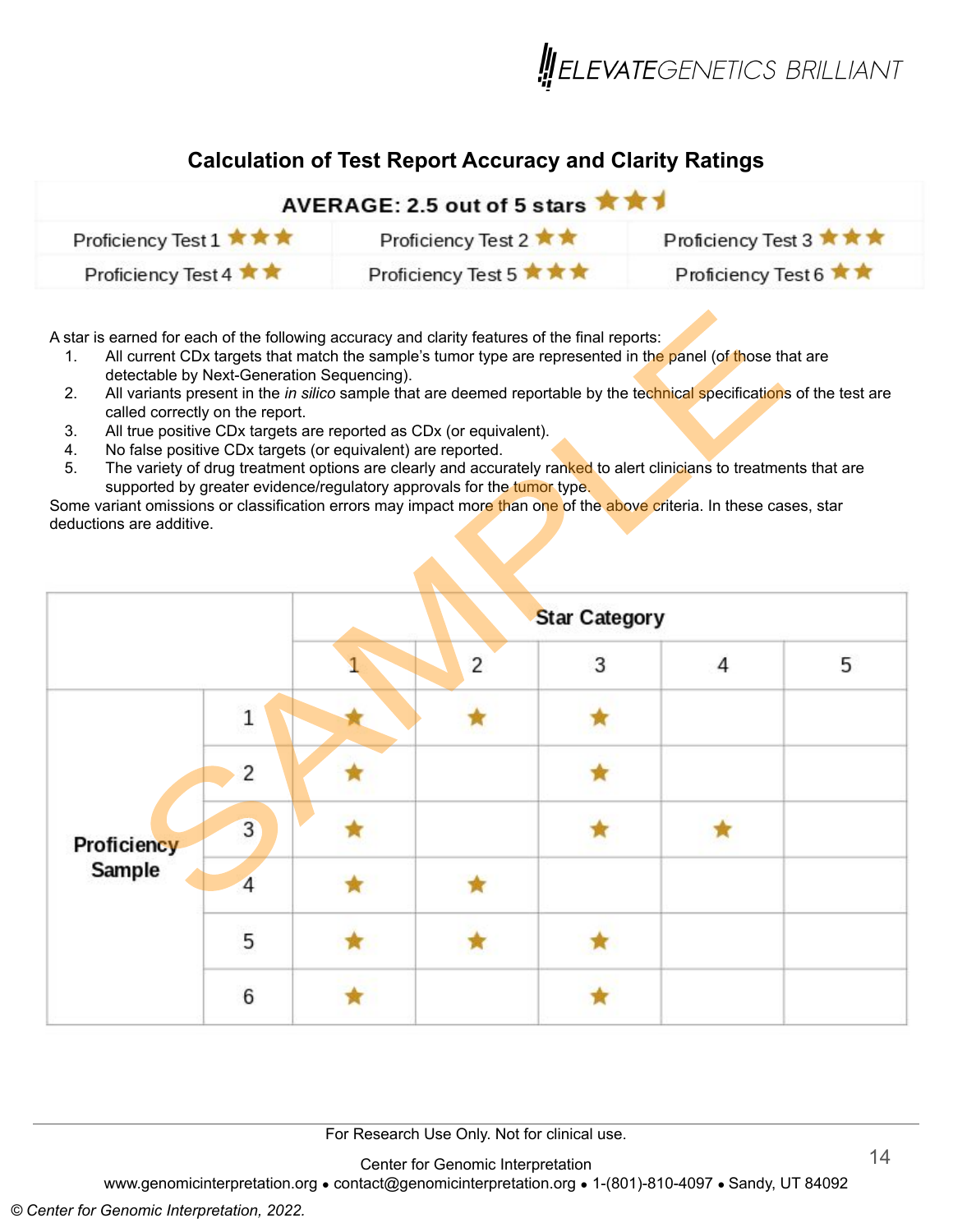## Calculation of Test Report Accuracy and Clarity Ratings

| AVERAGE: 2.5 out of 5 stars ★★½ | | |
|---|---|---|
| Proficiency Test 1 ★★★ | Proficiency Test 2 ★★ | Proficiency Test 3 ★★★ |
| Proficiency Test 4 ★★ | Proficiency Test 5 ★★★ | Proficiency Test 6 ★★ |

A star is earned for each of the following accuracy and clarity features of the final reports:

1. All current CDx targets that match the sample's tumor type are represented in the panel (of those that are detectable by Next-Generation Sequencing).
2. All variants present in the *in silico* sample that are deemed reportable by the technical specifications of the test are called correctly on the report.
3. All true positive CDx targets are reported as CDx (or equivalent).
4. No false positive CDx targets (or equivalent) are reported.
5. The variety of drug treatement options are clearly and accurately ranked to alert clinicians to treatments that are supported by greater evidence/regulatory approvals for the tumor type.

Some variant omissions or classification errors may impact more than one of the above criteria. In these cases, star deductions are additive.

SAMPLE

| | | Star Category | | | | |
|---|---|---|---|---|---|---|
| | | 1 | 2 | 3 | 4 | 5 |
| Proficiency Sample | 1 | ★ | ★ | ★ | | |
| | 2 | ★ | | ★ | | |
| | 3 | ★ | | ★ | ★ | |
| | 4 | ★ | ★ | | | |
| | 5 | ★ | ★ | ★ | | |
| | 6 | ★ | | ★ | | |

For Research Use Only. Not for clinical use.

Center for Genomic Interpretation
www.genomicinterpretation.org • contact@genomicinterpretation.org • 1-(801)-810-4097 • Sandy, UT 84092

© Center for Genomic Interpretation, 2022.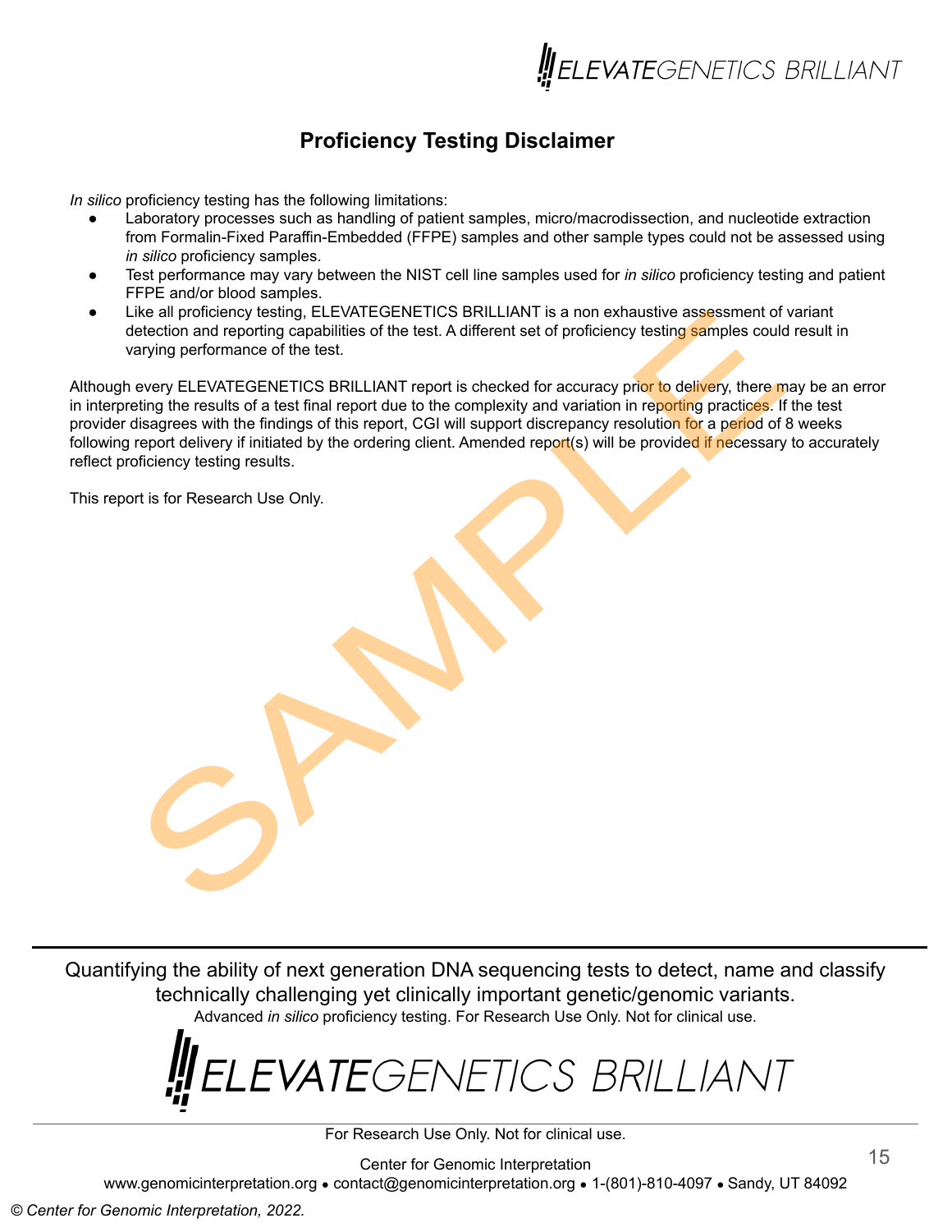## Proficiency Testing Disclaimer

*In silico* proficiency testing has the following limitations:

- Laboratory processes such as handling of patient samples, micro/macrodissection, and nucleotide extraction from Formalin-Fixed Paraffin-Embedded (FFPE) samples and other sample types could not be assessed using *in silico* proficiency samples.
- Test performance may vary between the NIST cell line samples used for *in silico* proficiency testing and patient FFPE and/or blood samples.
- Like all proficiency testing, ELEVATEGENETICS BRILLIANT is a non exhaustive assessment of variant detection and reporting capabilities of the test. A different set of proficiency testing samples could result in varying performance of the test.

Although every ELEVATEGENETICS BRILLIANT report is checked for accuracy prior to delivery, there may be an error in interpreting the results of a test final report due to the complexity and variation in reporting practices. If the test provider disagrees with the findings of this report, CGI will support discrepancy resolution for a period of 8 weeks following report delivery if initiated by the ordering client. Amended report(s) will be provided if necessary to accurately reflect proficiency testing results.

This report is for Research Use Only.

SAMPLE

Quantifying the ability of next generation DNA sequencing tests to detect, name and classify technically challenging yet clinically important genetic/genomic variants.

Advanced *in silico* proficiency testing. For Research Use Only. Not for clinical use.

ELEVATEGENETICS BRILLIANT

For Research Use Only. Not for clinical use.

Center for Genomic Interpretation

www.genomicinterpretation.org • contact@genomicinterpretation.org • 1-(801)-810-4097 • Sandy, UT 84092

*© Center for Genomic Interpretation, 2022.*